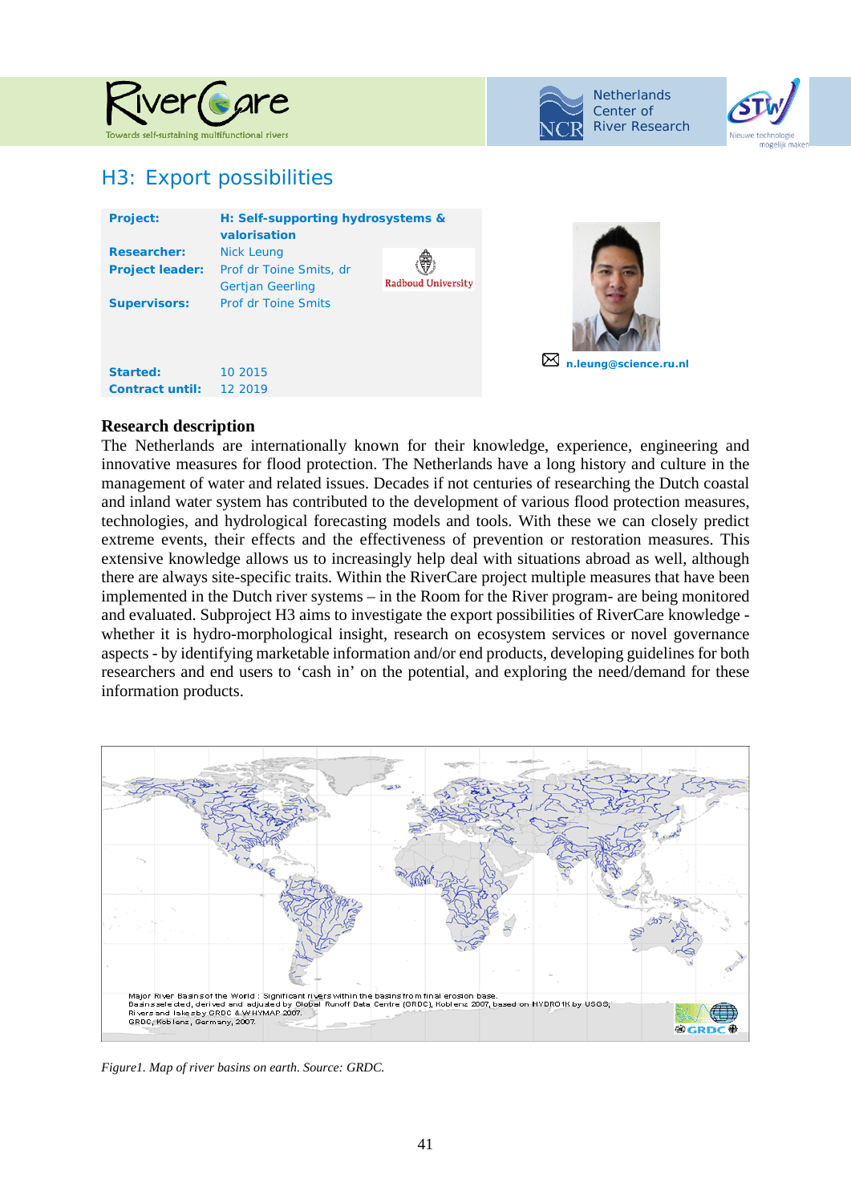# H3: Export possibilities

| | |
|---|---|
| **Project:** | **H: Self-supporting hydrosystems & valorisation** |
| **Researcher:** | Nick Leung |
| **Project leader:** | Prof dr Toine Smits, dr Gertjan Geerling |
| **Supervisors:** | Prof dr Toine Smits |
| **Started:** | 10 2015 |
| **Contract until:** | 12 2019 |

Radboud University

**n.leung@science.ru.nl**

## Research description

The Netherlands are internationally known for their knowledge, experience, engineering and innovative measures for flood protection. The Netherlands have a long history and culture in the management of water and related issues. Decades if not centuries of researching the Dutch coastal and inland water system has contributed to the development of various flood protection measures, technologies, and hydrological forecasting models and tools. With these we can closely predict extreme events, their effects and the effectiveness of prevention or restoration measures. This extensive knowledge allows us to increasingly help deal with situations abroad as well, although there are always site-specific traits. Within the RiverCare project multiple measures that have been implemented in the Dutch river systems – in the Room for the River program- are being monitored and evaluated. Subproject H3 aims to investigate the export possibilities of RiverCare knowledge - whether it is hydro-morphological insight, research on ecosystem services or novel governance aspects - by identifying marketable information and/or end products, developing guidelines for both researchers and end users to 'cash in' on the potential, and exploring the need/demand for these information products.

Major River Basins of the World : Significant rivers within the basins from final erosion base.
Basins selected, derived and adjusted by Global Runoff Data Centre (GRDC), Koblenz 2007, based on HYDRO1K by USGS,
Rivers and lakes by GRDC & WHYMAP 2007.
GRDC, Koblenz, Germany, 2007.

*Figure1. Map of river basins on earth. Source: GRDC.*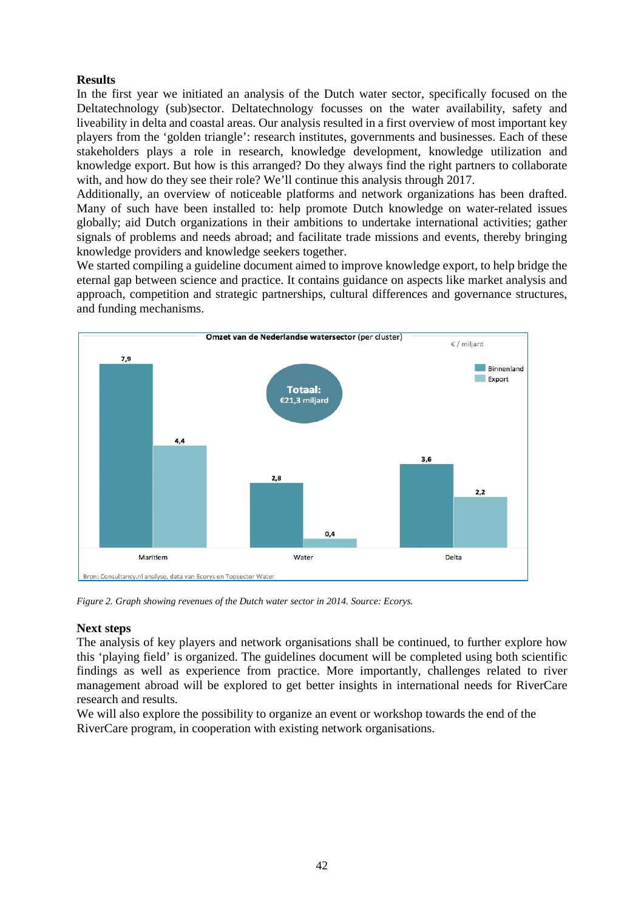## Results

In the first year we initiated an analysis of the Dutch water sector, specifically focused on the Deltatechnology (sub)sector. Deltatechnology focusses on the water availability, safety and liveability in delta and coastal areas. Our analysis resulted in a first overview of most important key players from the 'golden triangle': research institutes, governments and businesses. Each of these stakeholders plays a role in research, knowledge development, knowledge utilization and knowledge export. But how is this arranged? Do they always find the right partners to collaborate with, and how do they see their role? We'll continue this analysis through 2017.

Additionally, an overview of noticeable platforms and network organizations has been drafted. Many of such have been installed to: help promote Dutch knowledge on water-related issues globally; aid Dutch organizations in their ambitions to undertake international activities; gather signals of problems and needs abroad; and facilitate trade missions and events, thereby bringing knowledge providers and knowledge seekers together.

We started compiling a guideline document aimed to improve knowledge export, to help bridge the eternal gap between science and practice. It contains guidance on aspects like market analysis and approach, competition and strategic partnerships, cultural differences and governance structures, and funding mechanisms.

**Omzet van de Nederlandse watersector** (per cluster)

€ / miljard

Binnenland
Export

Totaal:
€21,3 miljard

7,9
4,4
2,8
0,4
3,6
2,2

Maritiem
Water
Delta

Bron: Consultancy.nl analyse, data van Ecorys en Topsector Water

*Figure 2. Graph showing revenues of the Dutch water sector in 2014. Source: Ecorys.*

## Next steps

The analysis of key players and network organisations shall be continued, to further explore how this 'playing field' is organized. The guidelines document will be completed using both scientific findings as well as experience from practice. More importantly, challenges related to river management abroad will be explored to get better insights in international needs for RiverCare research and results.

We will also explore the possibility to organize an event or workshop towards the end of the RiverCare program, in cooperation with existing network organisations.